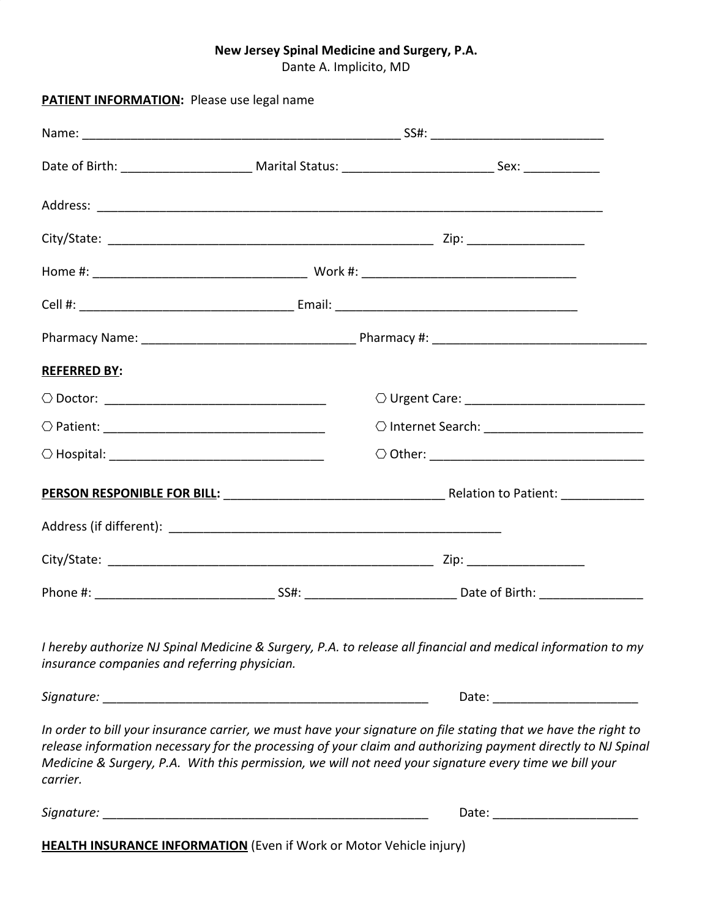**New Jersey Spinal Medicine and Surgery, P.A.**
Dante A. Implicito, MD

**PATIENT INFORMATION:** Please use legal name

Name: _______________________________________________ SS#: _________________________

Date of Birth: ___________________ Marital Status: ______________________ Sex: ___________

Address: ___________________________________________________________________________

City/State: ________________________________________________ Zip: _________________

Home #: _______________________________ Work #: _______________________________

Cell #: _______________________________ Email: ____________________________________

Pharmacy Name: _______________________________ Pharmacy #: _______________________________

**REFERRED BY:**

○ Doctor: ________________________________

○ Patient: ________________________________

○ Hospital: ________________________________

○ Urgent Care: __________________________

○ Internet Search: _______________________

○ Other: _______________________________

**PERSON RESPONIBLE FOR BILL:** ________________________________ Relation to Patient: ____________

Address (if different): __________________________________________________

City/State: ________________________________________________ Zip: _________________

Phone #: __________________________ SS#: ______________________ Date of Birth: _______________

*I hereby authorize NJ Spinal Medicine & Surgery, P.A. to release all financial and medical information to my insurance companies and referring physician.*

*Signature:* _________________________________________________ Date: _____________________

*In order to bill your insurance carrier, we must have your signature on file stating that we have the right to release information necessary for the processing of your claim and authorizing payment directly to NJ Spinal Medicine & Surgery, P.A. With this permission, we will not need your signature every time we bill your carrier.*

*Signature:* _________________________________________________ Date: _____________________

**HEALTH INSURANCE INFORMATION** (Even if Work or Motor Vehicle injury)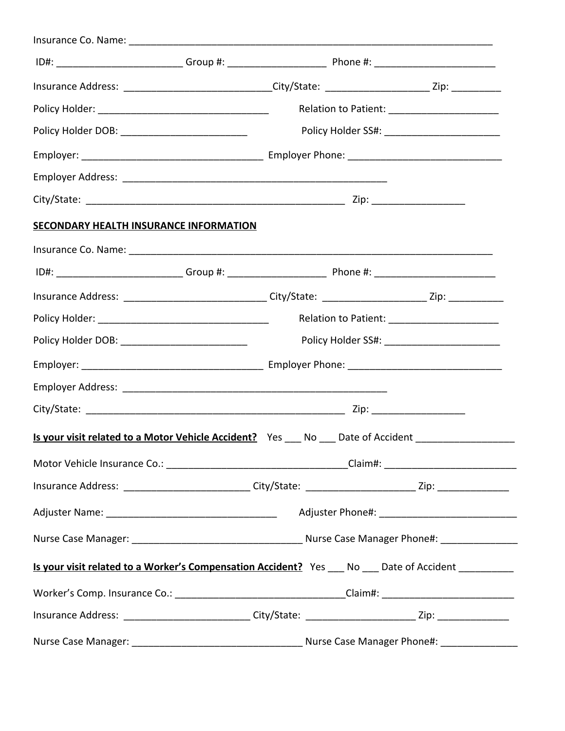Insurance Co. Name: ______________________________________________________________________

ID#: _______________________ Group #: __________________ Phone #: ______________________

Insurance Address: ___________________________City/State: ___________________ Zip: _________

Policy Holder: ________________________________ Relation to Patient: ____________________

Policy Holder DOB: _______________________ Policy Holder SS#: _____________________

Employer: __________________________________ Employer Phone: ____________________________

Employer Address: __________________________________________________

City/State: _________________________________________________ Zip: _________________

**SECONDARY HEALTH INSURANCE INFORMATION**

Insurance Co. Name: ______________________________________________________________________

ID#: _______________________ Group #: __________________ Phone #: ______________________

Insurance Address: __________________________ City/State: ___________________ Zip: __________

Policy Holder: ________________________________ Relation to Patient: ____________________

Policy Holder DOB: _______________________ Policy Holder SS#: _____________________

Employer: __________________________________ Employer Phone: ____________________________

Employer Address: __________________________________________________

City/State: _________________________________________________ Zip: _________________

**Is your visit related to a Motor Vehicle Accident?** Yes ___ No ___ Date of Accident __________________

Motor Vehicle Insurance Co.: _________________________________Claim#: _________________________

Insurance Address: _______________________ City/State: ____________________ Zip: _____________

Adjuster Name: _______________________________ Adjuster Phone#: _________________________

Nurse Case Manager: _______________________________ Nurse Case Manager Phone#: ______________

**Is your visit related to a Worker's Compensation Accident?** Yes ___ No ___ Date of Accident __________

Worker's Comp. Insurance Co.: _______________________________Claim#: ________________________

Insurance Address: _______________________ City/State: ____________________ Zip: _____________

Nurse Case Manager: _______________________________ Nurse Case Manager Phone#: ______________